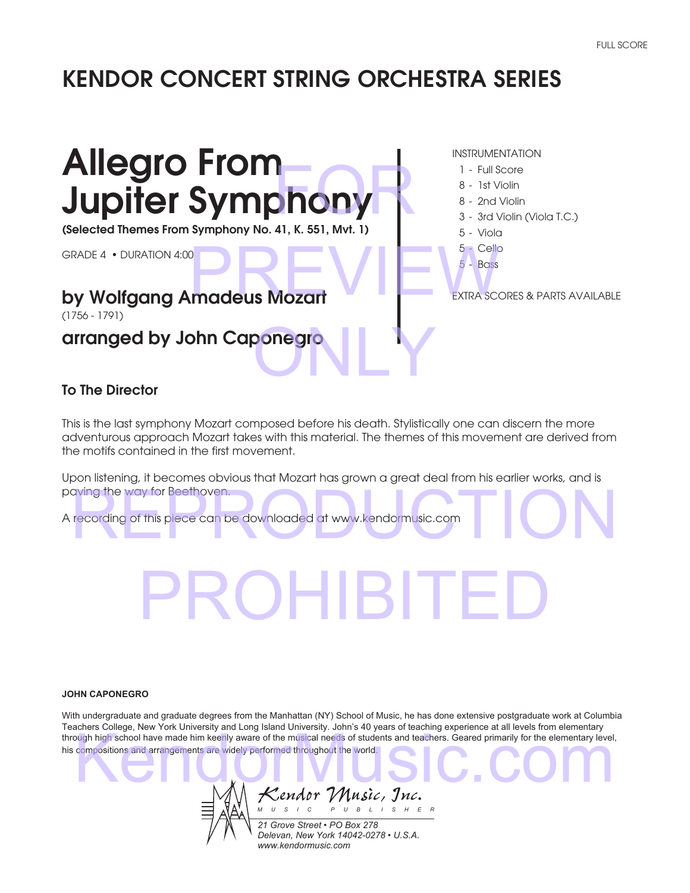FULL SCORE

# KENDOR CONCERT STRING ORCHESTRA SERIES

# Allegro From Jupiter Symphony

**(Selected Themes From Symphony No. 41, K. 551, Mvt. 1)**

GRADE 4 • DURATION 4:00

## by Wolfgang Amadeus Mozart

(1756 - 1791)

## arranged by John Caponegro

INSTRUMENTATION

- 1 - Full Score
- 8 - 1st Violin
- 8 - 2nd Violin
- 3 - 3rd Violin (Viola T.C.)
- 5 - Viola
- 5 - Cello
- 5 - Bass

EXTRA SCORES & PARTS AVAILABLE

FOR PREVIEW ONLY

### To The Director

This is the last symphony Mozart composed before his death. Stylistically one can discern the more adventurous approach Mozart takes with this material. The themes of this movement are derived from the motifs contained in the first movement.

Upon listening, it becomes obvious that Mozart has grown a great deal from his earlier works, and is paving the way for Beethoven.

A recording of this piece can be downloaded at www.kendormusic.com

REPRODUCTION PROHIBITED

**JOHN CAPONEGRO**

With undergraduate and graduate degrees from the Manhattan (NY) School of Music, he has done extensive postgraduate work at Columbia Teachers College, New York University and Long Island University. John's 40 years of teaching experience at all levels from elementary through high school have made him keenly aware of the musical needs of students and teachers. Geared primarily for the elementary level, his compositions and arrangements are widely performed throughout the world.

KendorMusic.com

*Kendor Music, Inc.*
MUSIC PUBLISHER
*21 Grove Street • PO Box 278*
*Delevan, New York 14042-0278 • U.S.A.*
*www.kendormusic.com*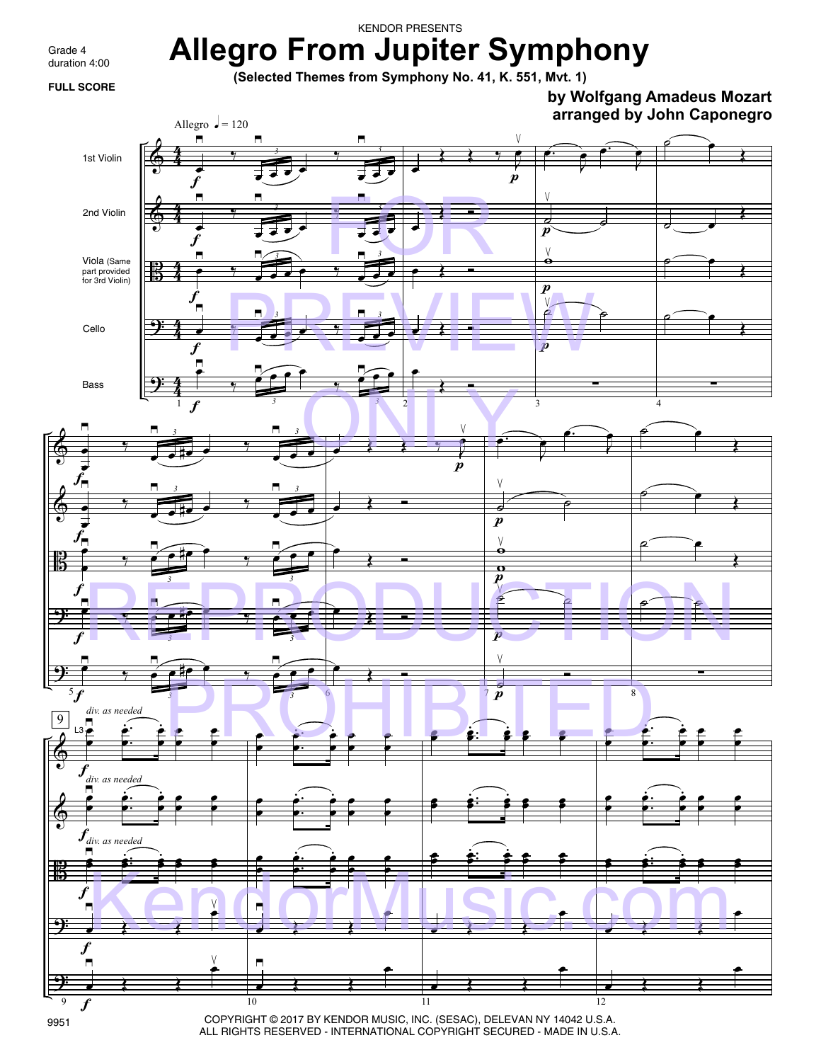KENDOR PRESENTS

Grade 4
duration 4:00

**FULL SCORE**

# Allegro From Jupiter Symphony

**(Selected Themes from Symphony No. 41, K. 551, Mvt. 1)**

**by Wolfgang Amadeus Mozart**
**arranged by John Caponegro**

Allegro ♩= 120

1st Violin

2nd Violin

Viola (Same part provided for 3rd Violin)

Cello

Bass

div. as needed

FOR PREVIEW ONLY REPRODUCTION PROHIBITED

KendorMusic.com

9951

COPYRIGHT © 2017 BY KENDOR MUSIC, INC. (SESAC), DELEVAN NY 14042 U.S.A.
ALL RIGHTS RESERVED - INTERNATIONAL COPYRIGHT SECURED - MADE IN U.S.A.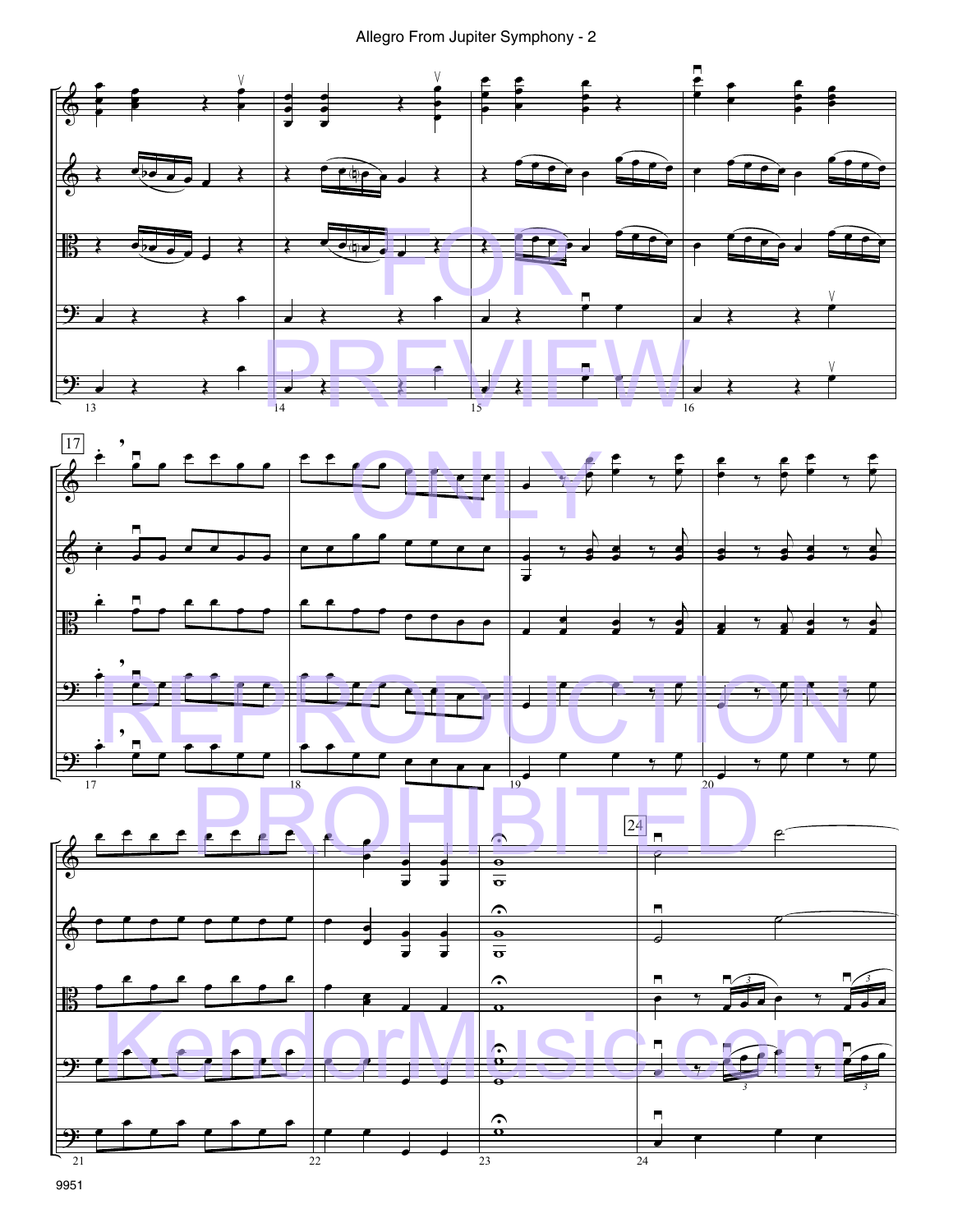Allegro From Jupiter Symphony - 2

FOR PREVIEW ONLY REPRODUCTION PROHIBITED

KendorMusic.com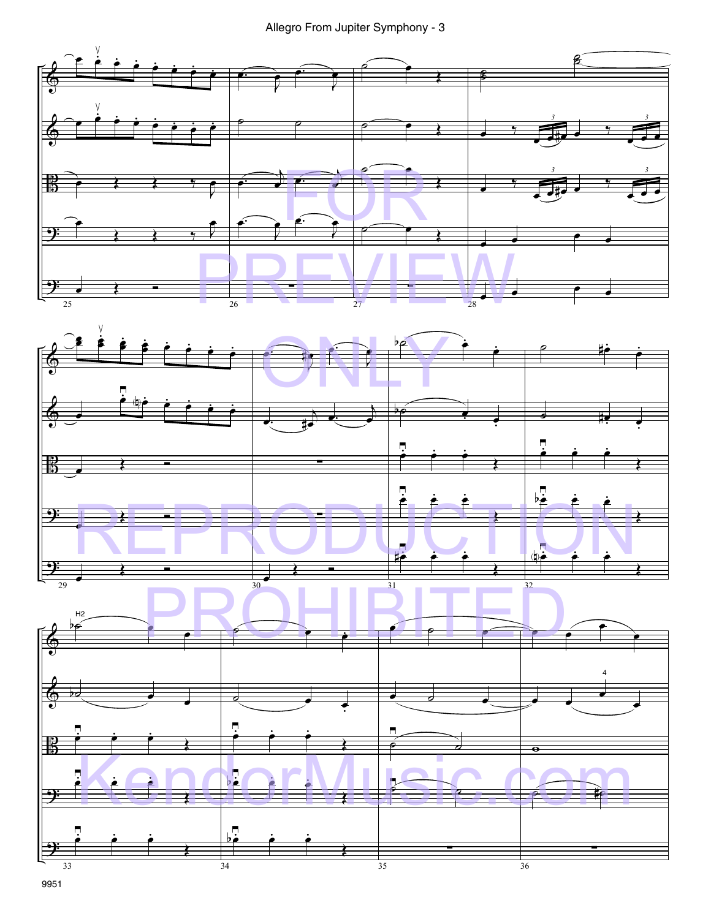FOR PREVIEW ONLY REPRODUCTION PROHIBITED KendorMusic.com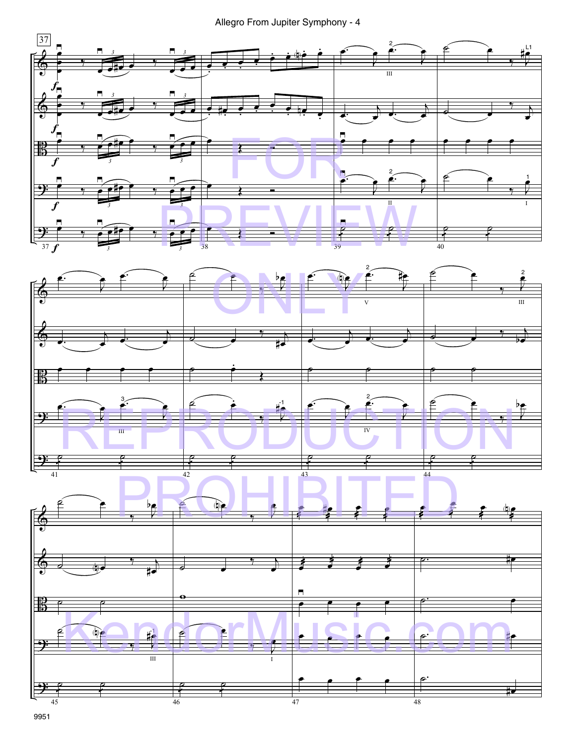FOR PREVIEW ONLY

REPRODUCTION PROHIBITED

KendorMusic.com

9951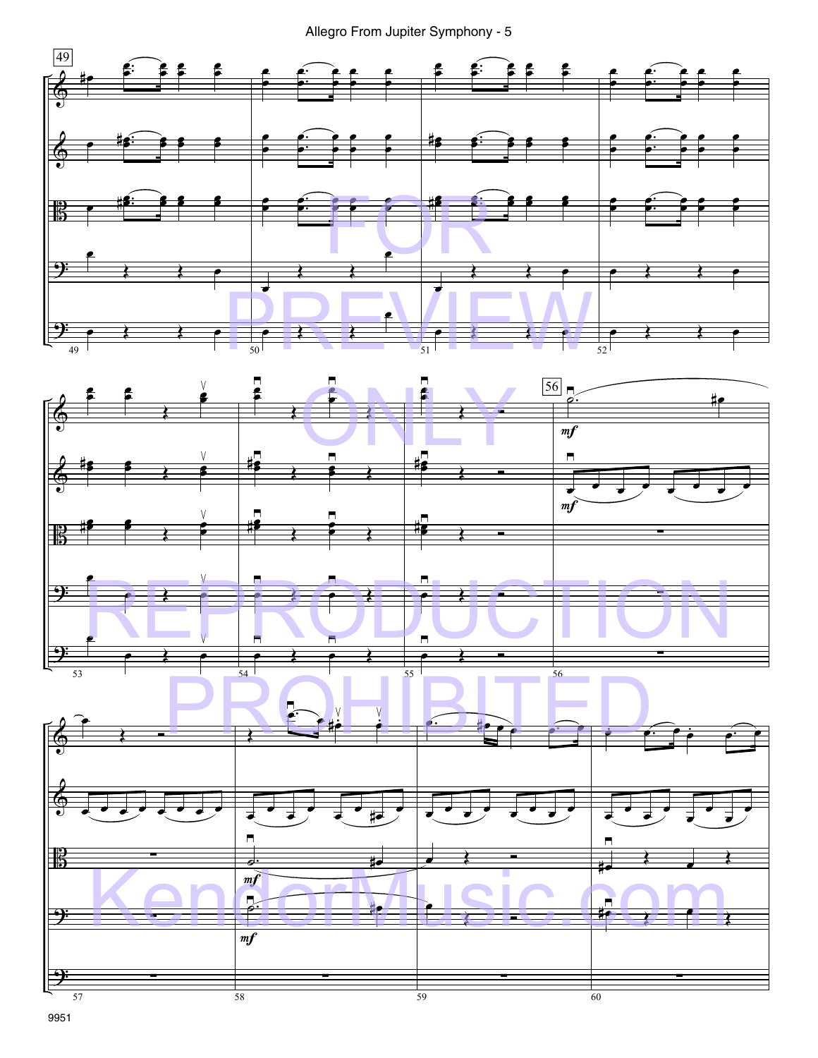FOR PREVIEW ONLY

REPRODUCTION PROHIBITED

KendorMusic.com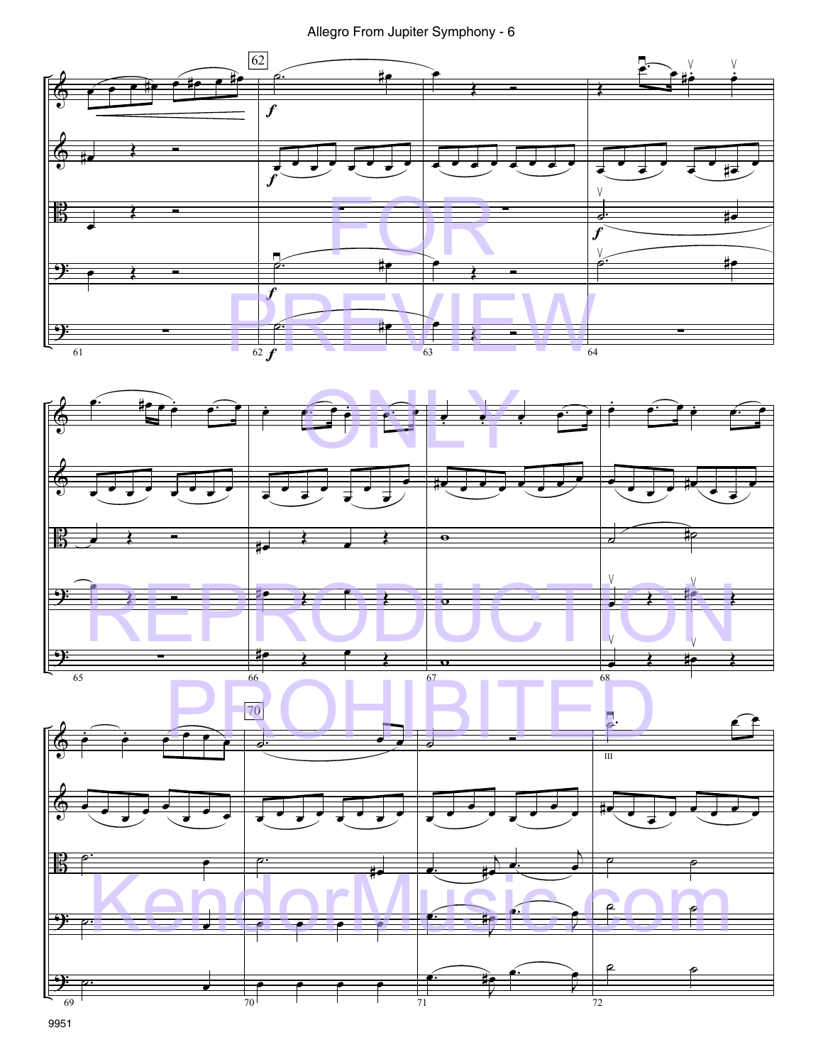FOR PREVIEW ONLY REPRODUCTION PROHIBITED

KendorMusic.com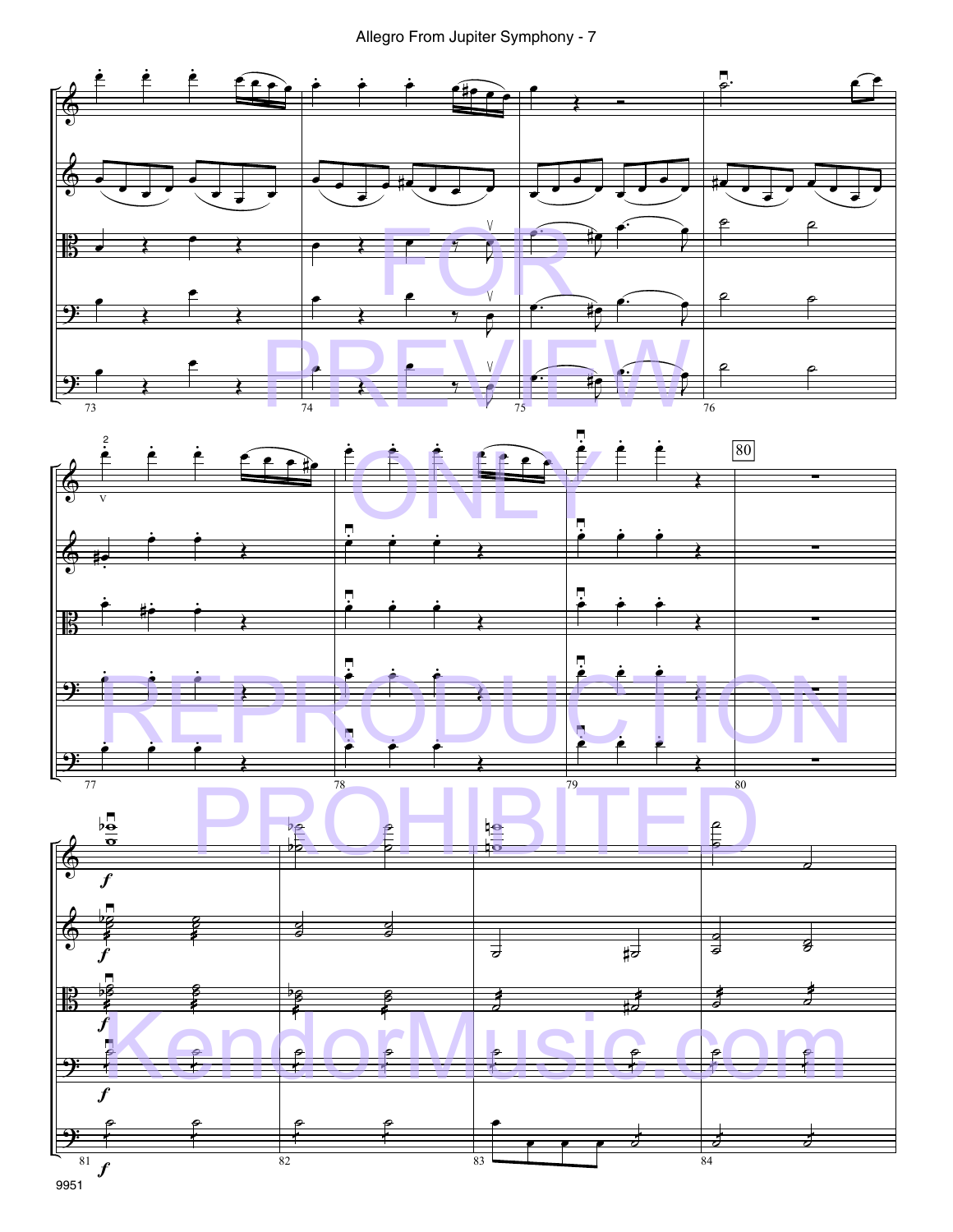FOR PREVIEW ONLY

REPRODUCTION PROHIBITED

KendorMusic.com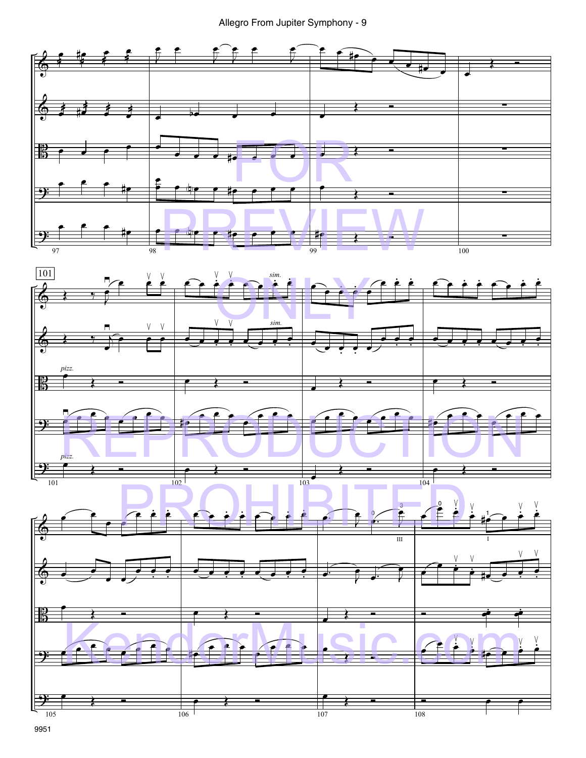FOR PREVIEW ONLY

REPRODUCTION PROHIBITED

KendorMusic.com

101

*sim.*

*sim.*

*pizz.*

*pizz.*